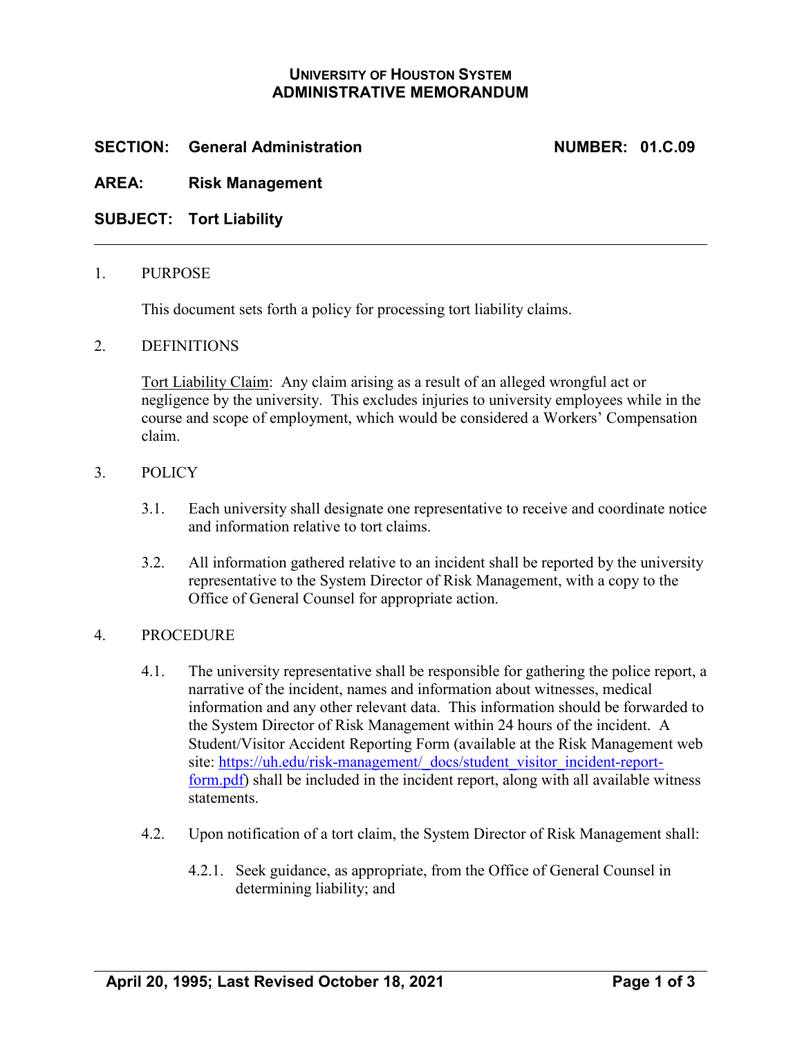# UNIVERSITY OF HOUSTON SYSTEM
# ADMINISTRATIVE MEMORANDUM

**SECTION: General Administration** **NUMBER: 01.C.09**

**AREA: Risk Management**

**SUBJECT: Tort Liability**

---

1. PURPOSE

   This document sets forth a policy for processing tort liability claims.

2. DEFINITIONS

   Tort Liability Claim: Any claim arising as a result of an alleged wrongful act or negligence by the university. This excludes injuries to university employees while in the course and scope of employment, which would be considered a Workers' Compensation claim.

3. POLICY

   3.1. Each university shall designate one representative to receive and coordinate notice and information relative to tort claims.

   3.2. All information gathered relative to an incident shall be reported by the university representative to the System Director of Risk Management, with a copy to the Office of General Counsel for appropriate action.

4. PROCEDURE

   4.1. The university representative shall be responsible for gathering the police report, a narrative of the incident, names and information about witnesses, medical information and any other relevant data. This information should be forwarded to the System Director of Risk Management within 24 hours of the incident. A Student/Visitor Accident Reporting Form (available at the Risk Management web site: [https://uh.edu/risk-management/_docs/student_visitor_incident-report-form.pdf](https://uh.edu/risk-management/_docs/student_visitor_incident-report-form.pdf)) shall be included in the incident report, along with all available witness statements.

   4.2. Upon notification of a tort claim, the System Director of Risk Management shall:

      4.2.1. Seek guidance, as appropriate, from the Office of General Counsel in determining liability; and

April 20, 1995; Last Revised October 18, 2021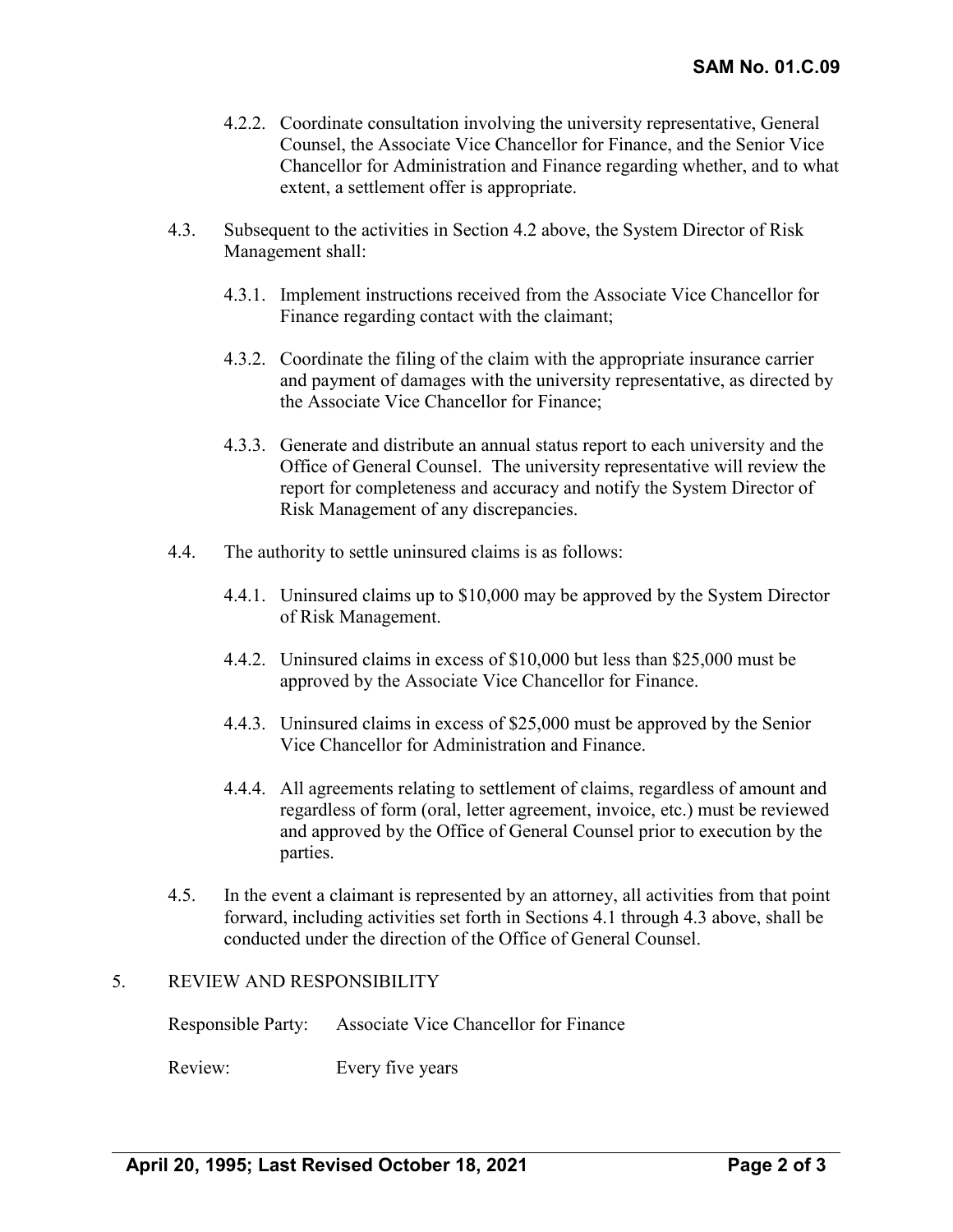4.2.2. Coordinate consultation involving the university representative, General Counsel, the Associate Vice Chancellor for Finance, and the Senior Vice Chancellor for Administration and Finance regarding whether, and to what extent, a settlement offer is appropriate.

4.3. Subsequent to the activities in Section 4.2 above, the System Director of Risk Management shall:

4.3.1. Implement instructions received from the Associate Vice Chancellor for Finance regarding contact with the claimant;

4.3.2. Coordinate the filing of the claim with the appropriate insurance carrier and payment of damages with the university representative, as directed by the Associate Vice Chancellor for Finance;

4.3.3. Generate and distribute an annual status report to each university and the Office of General Counsel. The university representative will review the report for completeness and accuracy and notify the System Director of Risk Management of any discrepancies.

4.4. The authority to settle uninsured claims is as follows:

4.4.1. Uninsured claims up to $10,000 may be approved by the System Director of Risk Management.

4.4.2. Uninsured claims in excess of $10,000 but less than $25,000 must be approved by the Associate Vice Chancellor for Finance.

4.4.3. Uninsured claims in excess of $25,000 must be approved by the Senior Vice Chancellor for Administration and Finance.

4.4.4. All agreements relating to settlement of claims, regardless of amount and regardless of form (oral, letter agreement, invoice, etc.) must be reviewed and approved by the Office of General Counsel prior to execution by the parties.

4.5. In the event a claimant is represented by an attorney, all activities from that point forward, including activities set forth in Sections 4.1 through 4.3 above, shall be conducted under the direction of the Office of General Counsel.

## 5. REVIEW AND RESPONSIBILITY

Responsible Party: Associate Vice Chancellor for Finance

Review: Every five years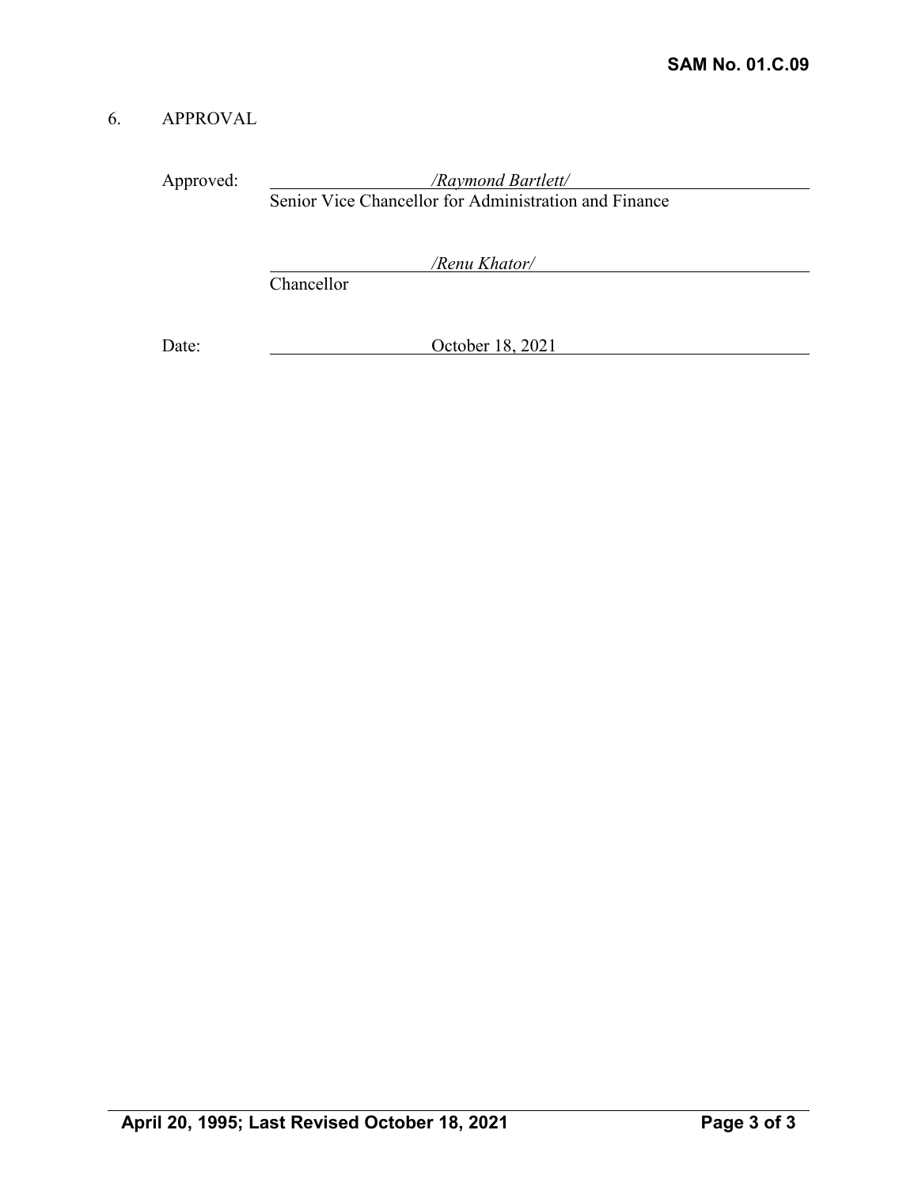## 6. APPROVAL

Approved: *&#47;Raymond Bartlett&#47;*
Senior Vice Chancellor for Administration and Finance

*&#47;Renu Khator&#47;*
Chancellor

Date: October 18, 2021